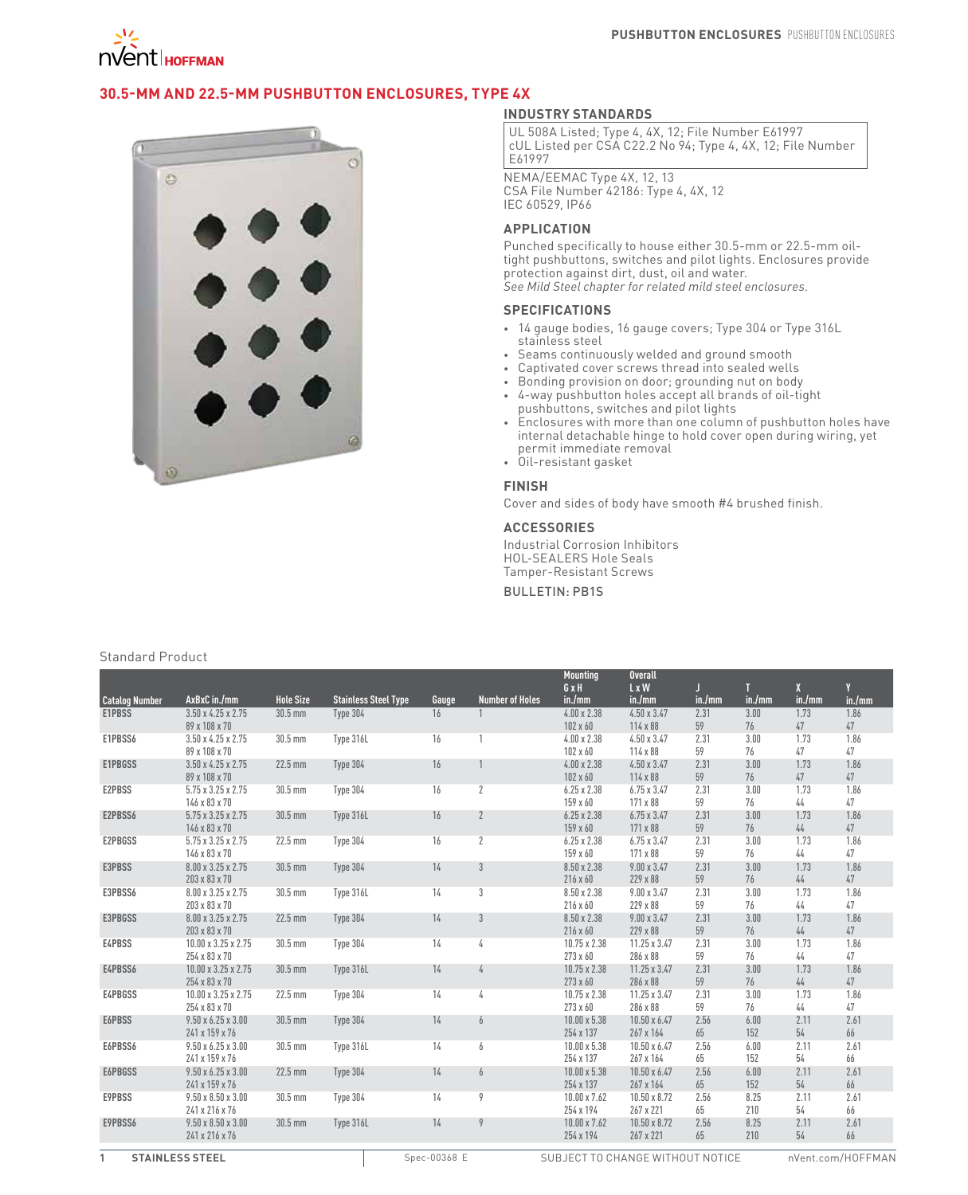# 30.5-MM AND 22.5-MM PUSHBUTTON ENCLOSURES, TYPE 4X

## INDUSTRY STANDARDS

UL 508A Listed; Type 4, 4X, 12; File Number E61997
cUL Listed per CSA C22.2 No 94; Type 4, 4X, 12; File Number E61997

NEMA/EEMAC Type 4X, 12, 13
CSA File Number 42186: Type 4, 4X, 12
IEC 60529, IP66

## APPLICATION

Punched specifically to house either 30.5-mm or 22.5-mm oil-tight pushbuttons, switches and pilot lights. Enclosures provide protection against dirt, dust, oil and water.
*See Mild Steel chapter for related mild steel enclosures.*

## SPECIFICATIONS

- 14 gauge bodies, 16 gauge covers; Type 304 or Type 316L stainless steel
- Seams continuously welded and ground smooth
- Captivated cover screws thread into sealed wells
- Bonding provision on door; grounding nut on body
- 4-way pushbutton holes accept all brands of oil-tight pushbuttons, switches and pilot lights
- Enclosures with more than one column of pushbutton holes have internal detachable hinge to hold cover open during wiring, yet permit immediate removal
- Oil-resistant gasket

## FINISH

Cover and sides of body have smooth #4 brushed finish.

## ACCESSORIES

Industrial Corrosion Inhibitors
HOL-SEALERS Hole Seals
Tamper-Resistant Screws

BULLETIN: PB1S

Standard Product

| Catalog Number | AxBxC in./mm | Hole Size | Stainless Steel Type | Gauge | Number of Holes | Mounting G x H in./mm | Overall L x W in./mm | J in./mm | T in./mm | X in./mm | Y in./mm |
|---|---|---|---|---|---|---|---|---|---|---|---|
| E1PBSS | 3.50 x 4.25 x 2.75<br>89 x 108 x 70 | 30.5 mm | Type 304 | 16 | 1 | 4.00 x 2.38<br>102 x 60 | 4.50 x 3.47<br>114 x 88 | 2.31<br>59 | 3.00<br>76 | 1.73<br>47 | 1.86<br>47 |
| E1PBSS6 | 3.50 x 4.25 x 2.75<br>89 x 108 x 70 | 30.5 mm | Type 316L | 16 | 1 | 4.00 x 2.38<br>102 x 60 | 4.50 x 3.47<br>114 x 88 | 2.31<br>59 | 3.00<br>76 | 1.73<br>47 | 1.86<br>47 |
| E1PBGSS | 3.50 x 4.25 x 2.75<br>89 x 108 x 70 | 22.5 mm | Type 304 | 16 | 1 | 4.00 x 2.38<br>102 x 60 | 4.50 x 3.47<br>114 x 88 | 2.31<br>59 | 3.00<br>76 | 1.73<br>47 | 1.86<br>47 |
| E2PBSS | 5.75 x 3.25 x 2.75<br>146 x 83 x 70 | 30.5 mm | Type 304 | 16 | 2 | 6.25 x 2.38<br>159 x 60 | 6.75 x 3.47<br>171 x 88 | 2.31<br>59 | 3.00<br>76 | 1.73<br>44 | 1.86<br>47 |
| E2PBSS6 | 5.75 x 3.25 x 2.75<br>146 x 83 x 70 | 30.5 mm | Type 316L | 16 | 2 | 6.25 x 2.38<br>159 x 60 | 6.75 x 3.47<br>171 x 88 | 2.31<br>59 | 3.00<br>76 | 1.73<br>44 | 1.86<br>47 |
| E2PBGSS | 5.75 x 3.25 x 2.75<br>146 x 83 x 70 | 22.5 mm | Type 304 | 16 | 2 | 6.25 x 2.38<br>159 x 60 | 6.75 x 3.47<br>171 x 88 | 2.31<br>59 | 3.00<br>76 | 1.73<br>44 | 1.86<br>47 |
| E3PBSS | 8.00 x 3.25 x 2.75<br>203 x 83 x 70 | 30.5 mm | Type 304 | 14 | 3 | 8.50 x 2.38<br>216 x 60 | 9.00 x 3.47<br>229 x 88 | 2.31<br>59 | 3.00<br>76 | 1.73<br>44 | 1.86<br>47 |
| E3PBSS6 | 8.00 x 3.25 x 2.75<br>203 x 83 x 70 | 30.5 mm | Type 316L | 14 | 3 | 8.50 x 2.38<br>216 x 60 | 9.00 x 3.47<br>229 x 88 | 2.31<br>59 | 3.00<br>76 | 1.73<br>44 | 1.86<br>47 |
| E3PBGSS | 8.00 x 3.25 x 2.75<br>203 x 83 x 70 | 22.5 mm | Type 304 | 14 | 3 | 8.50 x 2.38<br>216 x 60 | 9.00 x 3.47<br>229 x 88 | 2.31<br>59 | 3.00<br>76 | 1.73<br>44 | 1.86<br>47 |
| E4PBSS | 10.00 x 3.25 x 2.75<br>254 x 83 x 70 | 30.5 mm | Type 304 | 14 | 4 | 10.75 x 2.38<br>273 x 60 | 11.25 x 3.47<br>286 x 88 | 2.31<br>59 | 3.00<br>76 | 1.73<br>44 | 1.86<br>47 |
| E4PBSS6 | 10.00 x 3.25 x 2.75<br>254 x 83 x 70 | 30.5 mm | Type 316L | 14 | 4 | 10.75 x 2.38<br>273 x 60 | 11.25 x 3.47<br>286 x 88 | 2.31<br>59 | 3.00<br>76 | 1.73<br>44 | 1.86<br>47 |
| E4PBGSS | 10.00 x 3.25 x 2.75<br>254 x 83 x 70 | 22.5 mm | Type 304 | 14 | 4 | 10.75 x 2.38<br>273 x 60 | 11.25 x 3.47<br>286 x 88 | 2.31<br>59 | 3.00<br>76 | 1.73<br>44 | 1.86<br>47 |
| E6PBSS | 9.50 x 6.25 x 3.00<br>241 x 159 x 76 | 30.5 mm | Type 304 | 14 | 6 | 10.00 x 5.38<br>254 x 137 | 10.50 x 6.47<br>267 x 164 | 2.56<br>65 | 6.00<br>152 | 2.11<br>54 | 2.61<br>66 |
| E6PBSS6 | 9.50 x 6.25 x 3.00<br>241 x 159 x 76 | 30.5 mm | Type 316L | 14 | 6 | 10.00 x 5.38<br>254 x 137 | 10.50 x 6.47<br>267 x 164 | 2.56<br>65 | 6.00<br>152 | 2.11<br>54 | 2.61<br>66 |
| E6PBGSS | 9.50 x 6.25 x 3.00<br>241 x 159 x 76 | 22.5 mm | Type 304 | 14 | 6 | 10.00 x 5.38<br>254 x 137 | 10.50 x 6.47<br>267 x 164 | 2.56<br>65 | 6.00<br>152 | 2.11<br>54 | 2.61<br>66 |
| E9PBSS | 9.50 x 8.50 x 3.00<br>241 x 216 x 76 | 30.5 mm | Type 304 | 14 | 9 | 10.00 x 7.62<br>254 x 194 | 10.50 x 8.72<br>267 x 221 | 2.56<br>65 | 8.25<br>210 | 2.11<br>54 | 2.61<br>66 |
| E9PBSS6 | 9.50 x 8.50 x 3.00<br>241 x 216 x 76 | 30.5 mm | Type 316L | 14 | 9 | 10.00 x 7.62<br>254 x 194 | 10.50 x 8.72<br>267 x 221 | 2.56<br>65 | 8.25<br>210 | 2.11<br>54 | 2.61<br>66 |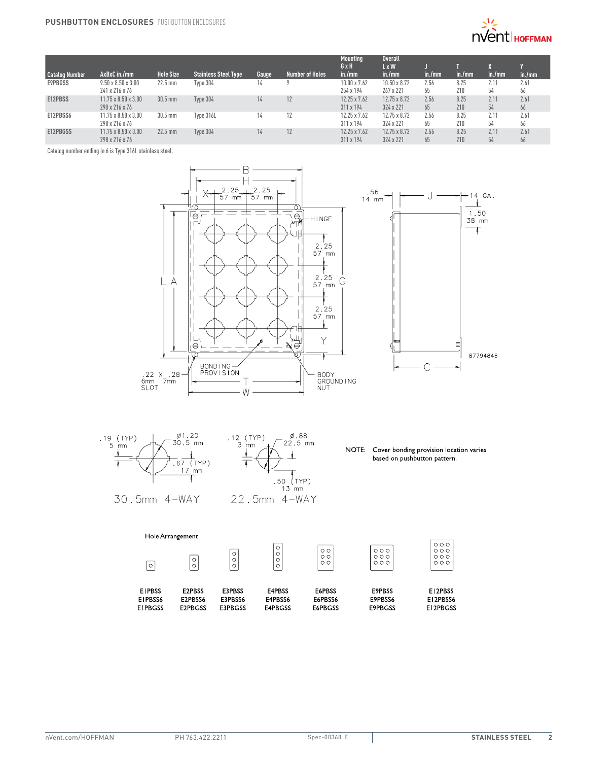| Catalog Number | AxBxC in./mm | Hole Size | Stainless Steel Type | Gauge | Number of Holes | Mounting G x H in./mm | Overall L x W in./mm | J in./mm | T in./mm | X in./mm | Y in./mm |
|---|---|---|---|---|---|---|---|---|---|---|---|
| E9PBGSS | 9.50 x 8.50 x 3.00<br>241 x 216 x 76 | 22.5 mm | Type 304 | 14 | 9 | 10.00 x 7.62<br>254 x 194 | 10.50 x 8.72<br>267 x 221 | 2.56<br>65 | 8.25<br>210 | 2.11<br>54 | 2.61<br>66 |
| E12PBSS | 11.75 x 8.50 x 3.00<br>298 x 216 x 76 | 30.5 mm | Type 304 | 14 | 12 | 12.25 x 7.62<br>311 x 194 | 12.75 x 8.72<br>324 x 221 | 2.56<br>65 | 8.25<br>210 | 2.11<br>54 | 2.61<br>66 |
| E12PBSS6 | 11.75 x 8.50 x 3.00<br>298 x 216 x 76 | 30.5 mm | Type 316L | 14 | 12 | 12.25 x 7.62<br>311 x 194 | 12.75 x 8.72<br>324 x 221 | 2.56<br>65 | 8.25<br>210 | 2.11<br>54 | 2.61<br>66 |
| E12PBGSS | 11.75 x 8.50 x 3.00<br>298 x 216 x 76 | 22.5 mm | Type 304 | 14 | 12 | 12.25 x 7.62<br>311 x 194 | 12.75 x 8.72<br>324 x 221 | 2.56<br>65 | 8.25<br>210 | 2.11<br>54 | 2.61<br>66 |

Catalog number ending in 6 is Type 316L stainless steel.

B
H
X
2.25
57 mm
2.25
57 mm
HINGE
2.25
57 mm
2.25
57 mm
2.25
57 mm
G
L A
Y
BONDING PROVISION
BODY GROUNDING NUT
.22 X .28
6mm 7mm
SLOT
T
W

.56
14 mm
J
14 GA.
1.50
38 mm
C
87794846

.19 (TYP)
5 mm
Ø1.20
30.5 mm
.67 (TYP)
17 mm
30.5mm 4-WAY

.12 (TYP)
3 mm
Ø.88
22.5 mm
.50 (TYP)
13 mm
22.5mm 4-WAY

NOTE: Cover bonding provision location varies based on pushbutton pattern.

Hole Arrangement

E1PBSS
E1PBSS6
E1PBGSS

E2PBSS
E2PBSS6
E2PBGSS

E3PBSS
E3PBSS6
E3PBGSS

E4PBSS
E4PBSS6
E4PBGSS

E6PBSS
E6PBSS6
E6PBGSS

E9PBSS
E9PBSS6
E9PBGSS

E12PBSS
E12PBSS6
E12PBGSS